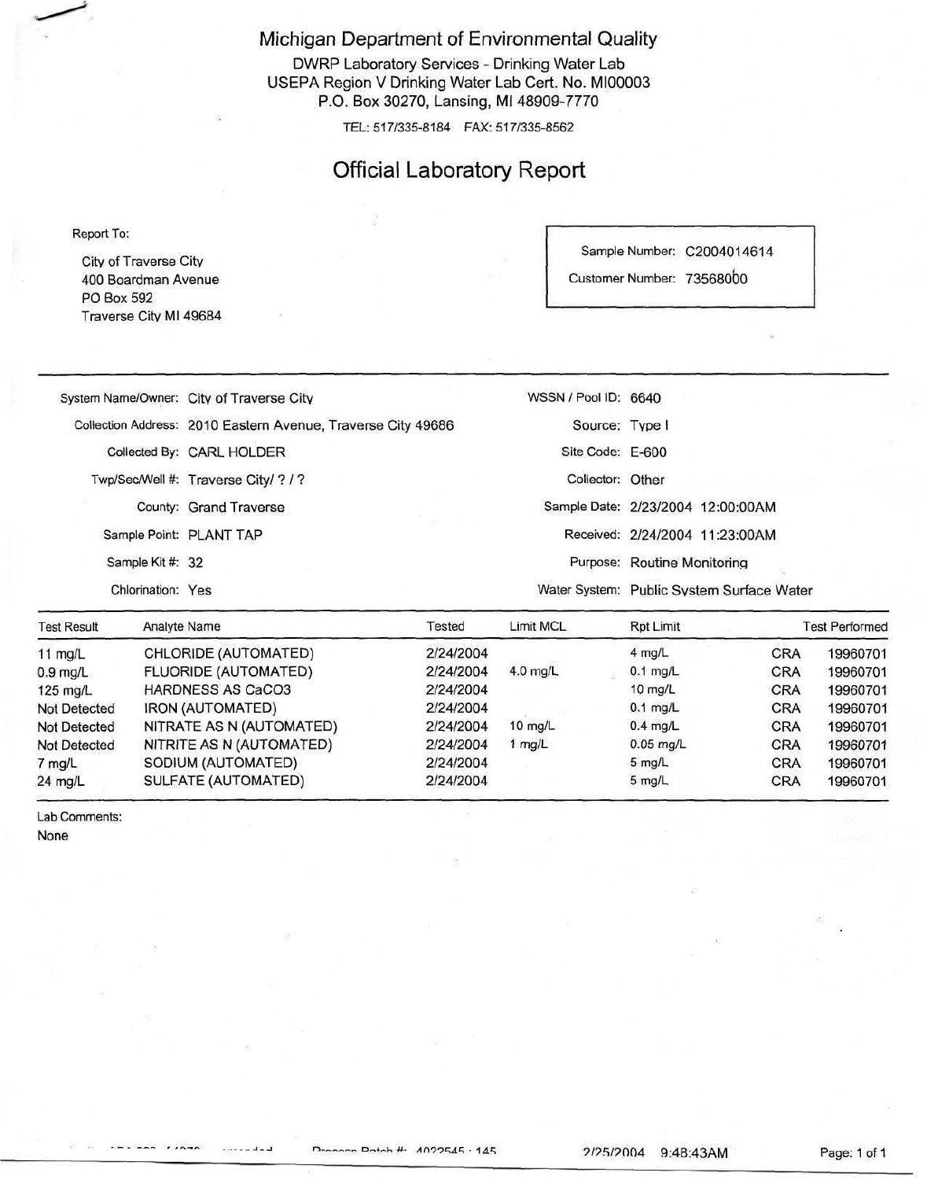Michigan Department of Environmental Quality

DWRP Laboratory Services - Drinking Water Lab
USEPA Region V Drinking Water Lab Cert. No. MI00003
P.O. Box 30270, Lansing, MI 48909-7770

TEL: 517/335-8184 FAX: 517/335-8562

# Official Laboratory Report

Report To:

City of Traverse City
400 Boardman Avenue
PO Box 592
Traverse City MI 49684

Sample Number: C2004014614
Customer Number: 73568000

| | | | |
|---|---|---|---|
| System Name/Owner: | City of Traverse City | WSSN / Pool ID: | 6640 |
| Collection Address: | 2010 Eastern Avenue, Traverse City 49686 | Source: | Type I |
| Collected By: | CARL HOLDER | Site Code: | E-600 |
| Twp/Sec/Well #: | Traverse City/ ? / ? | Collector: | Other |
| County: | Grand Traverse | Sample Date: | 2/23/2004 12:00:00AM |
| Sample Point: | PLANT TAP | Received: | 2/24/2004 11:23:00AM |
| Sample Kit #: | 32 | Purpose: | Routine Monitoring |
| Chlorination: | Yes | Water System: | Public System Surface Water |

| Test Result | Analyte Name | Tested | Limit MCL | Rpt Limit | Test Performed | |
|---|---|---|---|---|---|---|
| 11 mg/L | CHLORIDE (AUTOMATED) | 2/24/2004 | | 4 mg/L | CRA | 19960701 |
| 0.9 mg/L | FLUORIDE (AUTOMATED) | 2/24/2004 | 4.0 mg/L | 0.1 mg/L | CRA | 19960701 |
| 125 mg/L | HARDNESS AS CaCO3 | 2/24/2004 | | 10 mg/L | CRA | 19960701 |
| Not Detected | IRON (AUTOMATED) | 2/24/2004 | | 0.1 mg/L | CRA | 19960701 |
| Not Detected | NITRATE AS N (AUTOMATED) | 2/24/2004 | 10 mg/L | 0.4 mg/L | CRA | 19960701 |
| Not Detected | NITRITE AS N (AUTOMATED) | 2/24/2004 | 1 mg/L | 0.05 mg/L | CRA | 19960701 |
| 7 mg/L | SODIUM (AUTOMATED) | 2/24/2004 | | 5 mg/L | CRA | 19960701 |
| 24 mg/L | SULFATE (AUTOMATED) | 2/24/2004 | | 5 mg/L | CRA | 19960701 |

Lab Comments:

None

Process Batch #: 4022545 : 145 2/25/2004 9:48:43AM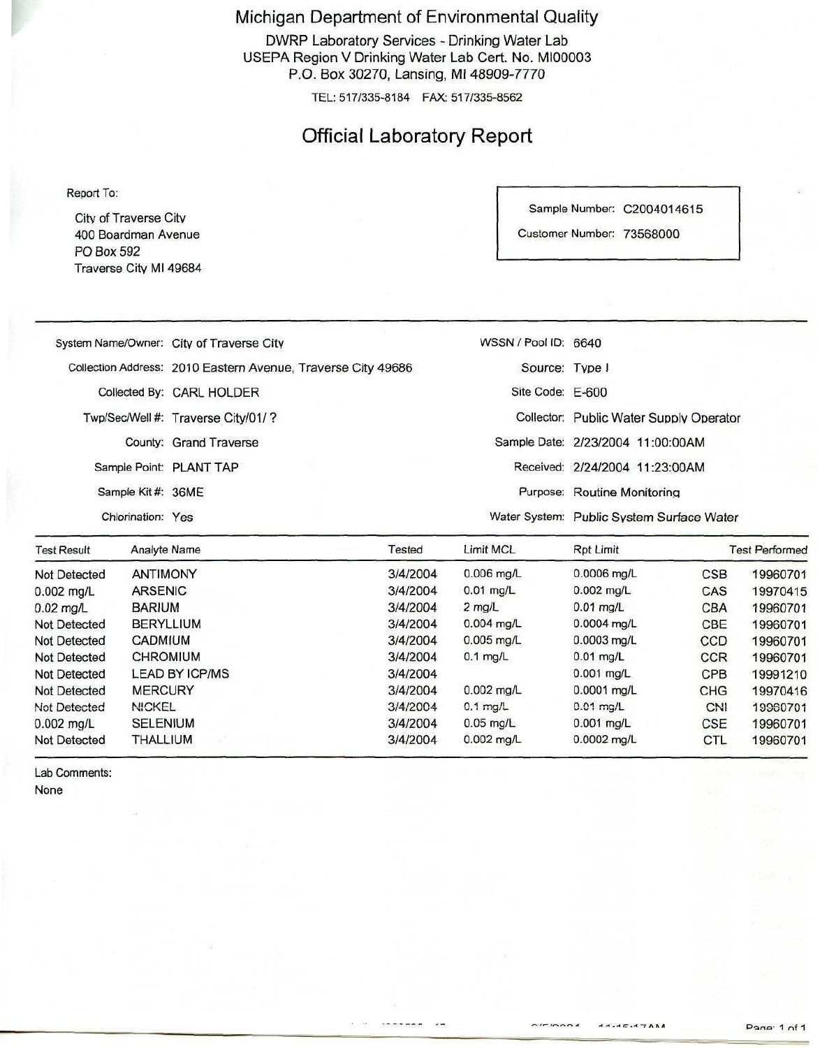# Michigan Department of Environmental Quality

DWRP Laboratory Services - Drinking Water Lab
USEPA Region V Drinking Water Lab Cert. No. MI00003
P.O. Box 30270, Lansing, MI 48909-7770

TEL: 517/335-8184 FAX: 517/335-8562

## Official Laboratory Report

Report To:

City of Traverse City
400 Boardman Avenue
PO Box 592
Traverse City MI 49684

Sample Number: C2004014615

Customer Number: 73568000

| | | | |
|---|---|---|---|
| System Name/Owner: | City of Traverse City | WSSN / Pool ID: | 6640 |
| Collection Address: | 2010 Eastern Avenue, Traverse City 49686 | Source: | Type I |
| Collected By: | CARL HOLDER | Site Code: | E-600 |
| Twp/Sec/Well #: | Traverse City/01/ ? | Collector: | Public Water Supply Operator |
| County: | Grand Traverse | Sample Date: | 2/23/2004 11:00:00AM |
| Sample Point: | PLANT TAP | Received: | 2/24/2004 11:23:00AM |
| Sample Kit #: | 36ME | Purpose: | Routine Monitoring |
| Chlorination: | Yes | Water System: | Public System Surface Water |

| Test Result | Analyte Name | Tested | Limit MCL | Rpt Limit | Test Performed | |
|---|---|---|---|---|---|---|
| Not Detected | ANTIMONY | 3/4/2004 | 0.006 mg/L | 0.0006 mg/L | CSB | 19960701 |
| 0.002 mg/L | ARSENIC | 3/4/2004 | 0.01 mg/L | 0.002 mg/L | CAS | 19970415 |
| 0.02 mg/L | BARIUM | 3/4/2004 | 2 mg/L | 0.01 mg/L | CBA | 19960701 |
| Not Detected | BERYLLIUM | 3/4/2004 | 0.004 mg/L | 0.0004 mg/L | CBE | 19960701 |
| Not Detected | CADMIUM | 3/4/2004 | 0.005 mg/L | 0.0003 mg/L | CCD | 19960701 |
| Not Detected | CHROMIUM | 3/4/2004 | 0.1 mg/L | 0.01 mg/L | CCR | 19960701 |
| Not Detected | LEAD BY ICP/MS | 3/4/2004 | | 0.001 mg/L | CPB | 19991210 |
| Not Detected | MERCURY | 3/4/2004 | 0.002 mg/L | 0.0001 mg/L | CHG | 19970416 |
| Not Detected | NICKEL | 3/4/2004 | 0.1 mg/L | 0.01 mg/L | CNI | 19960701 |
| 0.002 mg/L | SELENIUM | 3/4/2004 | 0.05 mg/L | 0.001 mg/L | CSE | 19960701 |
| Not Detected | THALLIUM | 3/4/2004 | 0.002 mg/L | 0.0002 mg/L | CTL | 19960701 |

Lab Comments:

None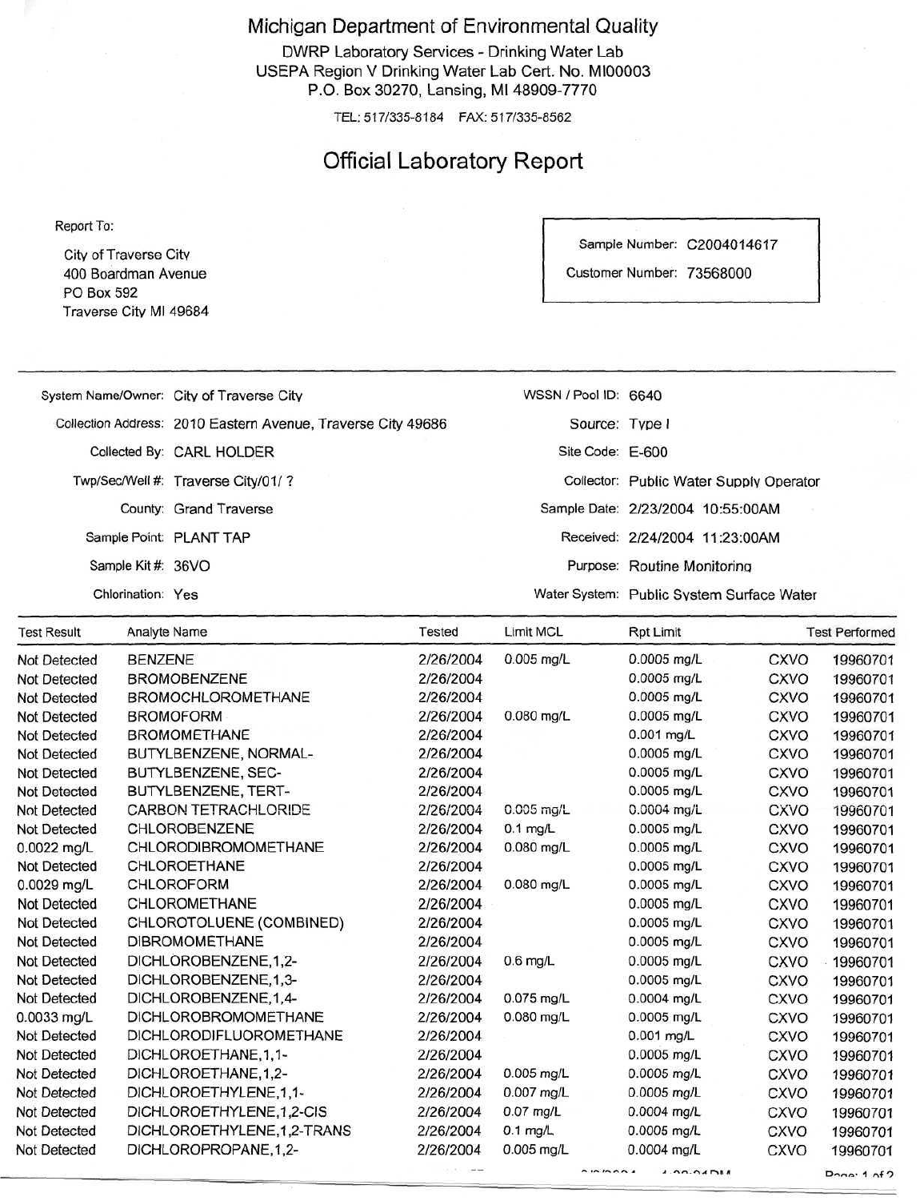# Michigan Department of Environmental Quality

DWRP Laboratory Services - Drinking Water Lab
USEPA Region V Drinking Water Lab Cert. No. MI00003
P.O. Box 30270, Lansing, MI 48909-7770

TEL: 517/335-8184 FAX: 517/335-8562

## Official Laboratory Report

Report To:

City of Traverse City
400 Boardman Avenue
PO Box 592
Traverse City MI 49684

Sample Number: C2004014617
Customer Number: 73568000

| | | | |
|---|---|---|---|
| System Name/Owner: | City of Traverse City | WSSN / Pool ID: | 6640 |
| Collection Address: | 2010 Eastern Avenue, Traverse City 49686 | Source: | Type I |
| Collected By: | CARL HOLDER | Site Code: | E-600 |
| Twp/Sec/Well #: | Traverse City/01/ ? | Collector: | Public Water Supply Operator |
| County: | Grand Traverse | Sample Date: | 2/23/2004 10:55:00AM |
| Sample Point: | PLANT TAP | Received: | 2/24/2004 11:23:00AM |
| Sample Kit #: | 36VO | Purpose: | Routine Monitoring |
| Chlorination: | Yes | Water System: | Public System Surface Water |

| Test Result | Analyte Name | Tested | Limit MCL | Rpt Limit | Test Performed | |
|---|---|---|---|---|---|---|
| Not Detected | BENZENE | 2/26/2004 | 0.005 mg/L | 0.0005 mg/L | CXVO | 19960701 |
| Not Detected | BROMOBENZENE | 2/26/2004 | | 0.0005 mg/L | CXVO | 19960701 |
| Not Detected | BROMOCHLOROMETHANE | 2/26/2004 | | 0.0005 mg/L | CXVO | 19960701 |
| Not Detected | BROMOFORM | 2/26/2004 | 0.080 mg/L | 0.0005 mg/L | CXVO | 19960701 |
| Not Detected | BROMOMETHANE | 2/26/2004 | | 0.001 mg/L | CXVO | 19960701 |
| Not Detected | BUTYLBENZENE, NORMAL- | 2/26/2004 | | 0.0005 mg/L | CXVO | 19960701 |
| Not Detected | BUTYLBENZENE, SEC- | 2/26/2004 | | 0.0005 mg/L | CXVO | 19960701 |
| Not Detected | BUTYLBENZENE, TERT- | 2/26/2004 | | 0.0005 mg/L | CXVO | 19960701 |
| Not Detected | CARBON TETRACHLORIDE | 2/26/2004 | 0.005 mg/L | 0.0004 mg/L | CXVO | 19960701 |
| Not Detected | CHLOROBENZENE | 2/26/2004 | 0.1 mg/L | 0.0005 mg/L | CXVO | 19960701 |
| 0.0022 mg/L | CHLORODIBROMOMETHANE | 2/26/2004 | 0.080 mg/L | 0.0005 mg/L | CXVO | 19960701 |
| Not Detected | CHLOROETHANE | 2/26/2004 | | 0.0005 mg/L | CXVO | 19960701 |
| 0.0029 mg/L | CHLOROFORM | 2/26/2004 | 0.080 mg/L | 0.0005 mg/L | CXVO | 19960701 |
| Not Detected | CHLOROMETHANE | 2/26/2004 | | 0.0005 mg/L | CXVO | 19960701 |
| Not Detected | CHLOROTOLUENE (COMBINED) | 2/26/2004 | | 0.0005 mg/L | CXVO | 19960701 |
| Not Detected | DIBROMOMETHANE | 2/26/2004 | | 0.0005 mg/L | CXVO | 19960701 |
| Not Detected | DICHLOROBENZENE,1,2- | 2/26/2004 | 0.6 mg/L | 0.0005 mg/L | CXVO | 19960701 |
| Not Detected | DICHLOROBENZENE,1,3- | 2/26/2004 | | 0.0005 mg/L | CXVO | 19960701 |
| Not Detected | DICHLOROBENZENE,1,4- | 2/26/2004 | 0.075 mg/L | 0.0004 mg/L | CXVO | 19960701 |
| 0.0033 mg/L | DICHLOROBROMOMETHANE | 2/26/2004 | 0.080 mg/L | 0.0005 mg/L | CXVO | 19960701 |
| Not Detected | DICHLORODIFLUOROMETHANE | 2/26/2004 | | 0.001 mg/L | CXVO | 19960701 |
| Not Detected | DICHLOROETHANE,1,1- | 2/26/2004 | | 0.0005 mg/L | CXVO | 19960701 |
| Not Detected | DICHLOROETHANE,1,2- | 2/26/2004 | 0.005 mg/L | 0.0005 mg/L | CXVO | 19960701 |
| Not Detected | DICHLOROETHYLENE,1,1- | 2/26/2004 | 0.007 mg/L | 0.0005 mg/L | CXVO | 19960701 |
| Not Detected | DICHLOROETHYLENE,1,2-CIS | 2/26/2004 | 0.07 mg/L | 0.0004 mg/L | CXVO | 19960701 |
| Not Detected | DICHLOROETHYLENE,1,2-TRANS | 2/26/2004 | 0.1 mg/L | 0.0005 mg/L | CXVO | 19960701 |
| Not Detected | DICHLOROPROPANE,1,2- | 2/26/2004 | 0.005 mg/L | 0.0004 mg/L | CXVO | 19960701 |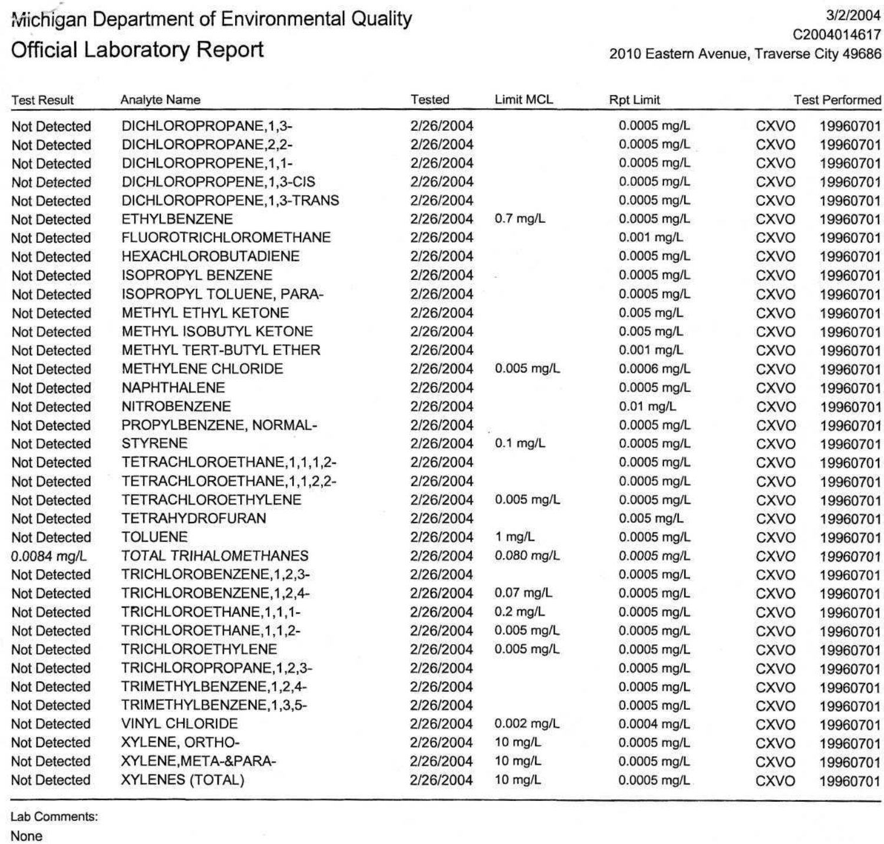# Michigan Department of Environmental Quality
## Official Laboratory Report

3/2/2004
C2004014617
2010 Eastern Avenue, Traverse City 49686

| Test Result | Analyte Name | Tested | Limit MCL | Rpt Limit | Test Performed | |
|---|---|---|---|---|---|---|
| Not Detected | DICHLOROPROPANE,1,3- | 2/26/2004 | | 0.0005 mg/L | CXVO | 19960701 |
| Not Detected | DICHLOROPROPANE,2,2- | 2/26/2004 | | 0.0005 mg/L | CXVO | 19960701 |
| Not Detected | DICHLOROPROPENE,1,1- | 2/26/2004 | | 0.0005 mg/L | CXVO | 19960701 |
| Not Detected | DICHLOROPROPENE,1,3-CIS | 2/26/2004 | | 0.0005 mg/L | CXVO | 19960701 |
| Not Detected | DICHLOROPROPENE,1,3-TRANS | 2/26/2004 | | 0.0005 mg/L | CXVO | 19960701 |
| Not Detected | ETHYLBENZENE | 2/26/2004 | 0.7 mg/L | 0.0005 mg/L | CXVO | 19960701 |
| Not Detected | FLUOROTRICHLOROMETHANE | 2/26/2004 | | 0.001 mg/L | CXVO | 19960701 |
| Not Detected | HEXACHLOROBUTADIENE | 2/26/2004 | | 0.0005 mg/L | CXVO | 19960701 |
| Not Detected | ISOPROPYL BENZENE | 2/26/2004 | | 0.0005 mg/L | CXVO | 19960701 |
| Not Detected | ISOPROPYL TOLUENE, PARA- | 2/26/2004 | | 0.0005 mg/L | CXVO | 19960701 |
| Not Detected | METHYL ETHYL KETONE | 2/26/2004 | | 0.005 mg/L | CXVO | 19960701 |
| Not Detected | METHYL ISOBUTYL KETONE | 2/26/2004 | | 0.005 mg/L | CXVO | 19960701 |
| Not Detected | METHYL TERT-BUTYL ETHER | 2/26/2004 | | 0.001 mg/L | CXVO | 19960701 |
| Not Detected | METHYLENE CHLORIDE | 2/26/2004 | 0.005 mg/L | 0.0006 mg/L | CXVO | 19960701 |
| Not Detected | NAPHTHALENE | 2/26/2004 | | 0.0005 mg/L | CXVO | 19960701 |
| Not Detected | NITROBENZENE | 2/26/2004 | | 0.01 mg/L | CXVO | 19960701 |
| Not Detected | PROPYLBENZENE, NORMAL- | 2/26/2004 | | 0.0005 mg/L | CXVO | 19960701 |
| Not Detected | STYRENE | 2/26/2004 | 0.1 mg/L | 0.0005 mg/L | CXVO | 19960701 |
| Not Detected | TETRACHLOROETHANE,1,1,1,2- | 2/26/2004 | | 0.0005 mg/L | CXVO | 19960701 |
| Not Detected | TETRACHLOROETHANE,1,1,2,2- | 2/26/2004 | | 0.0005 mg/L | CXVO | 19960701 |
| Not Detected | TETRACHLOROETHYLENE | 2/26/2004 | 0.005 mg/L | 0.0005 mg/L | CXVO | 19960701 |
| Not Detected | TETRAHYDROFURAN | 2/26/2004 | | 0.005 mg/L | CXVO | 19960701 |
| Not Detected | TOLUENE | 2/26/2004 | 1 mg/L | 0.0005 mg/L | CXVO | 19960701 |
| 0.0084 mg/L | TOTAL TRIHALOMETHANES | 2/26/2004 | 0.080 mg/L | 0.0005 mg/L | CXVO | 19960701 |
| Not Detected | TRICHLOROBENZENE,1,2,3- | 2/26/2004 | | 0.0005 mg/L | CXVO | 19960701 |
| Not Detected | TRICHLOROBENZENE,1,2,4- | 2/26/2004 | 0.07 mg/L | 0.0005 mg/L | CXVO | 19960701 |
| Not Detected | TRICHLOROETHANE,1,1,1- | 2/26/2004 | 0.2 mg/L | 0.0005 mg/L | CXVO | 19960701 |
| Not Detected | TRICHLOROETHANE,1,1,2- | 2/26/2004 | 0.005 mg/L | 0.0005 mg/L | CXVO | 19960701 |
| Not Detected | TRICHLOROETHYLENE | 2/26/2004 | 0.005 mg/L | 0.0005 mg/L | CXVO | 19960701 |
| Not Detected | TRICHLOROPROPANE,1,2,3- | 2/26/2004 | | 0.0005 mg/L | CXVO | 19960701 |
| Not Detected | TRIMETHYLBENZENE,1,2,4- | 2/26/2004 | | 0.0005 mg/L | CXVO | 19960701 |
| Not Detected | TRIMETHYLBENZENE,1,3,5- | 2/26/2004 | | 0.0005 mg/L | CXVO | 19960701 |
| Not Detected | VINYL CHLORIDE | 2/26/2004 | 0.002 mg/L | 0.0004 mg/L | CXVO | 19960701 |
| Not Detected | XYLENE, ORTHO- | 2/26/2004 | 10 mg/L | 0.0005 mg/L | CXVO | 19960701 |
| Not Detected | XYLENE,META-&PARA- | 2/26/2004 | 10 mg/L | 0.0005 mg/L | CXVO | 19960701 |
| Not Detected | XYLENES (TOTAL) | 2/26/2004 | 10 mg/L | 0.0005 mg/L | CXVO | 19960701 |

Lab Comments:

None